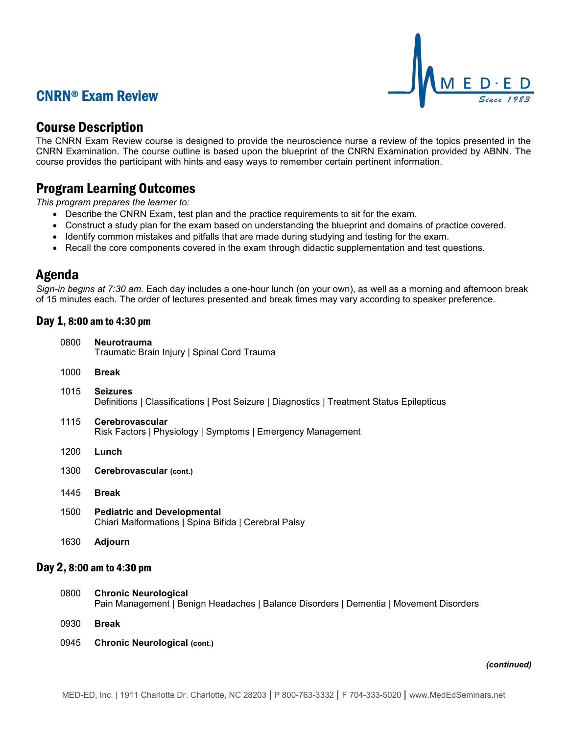# CNRN® Exam Review

## Course Description

The CNRN Exam Review course is designed to provide the neuroscience nurse a review of the topics presented in the CNRN Examination. The course outline is based upon the blueprint of the CNRN Examination provided by ABNN. The course provides the participant with hints and easy ways to remember certain pertinent information.

## Program Learning Outcomes

*This program prepares the learner to:*

- Describe the CNRN Exam, test plan and the practice requirements to sit for the exam.
- Construct a study plan for the exam based on understanding the blueprint and domains of practice covered.
- Identify common mistakes and pitfalls that are made during studying and testing for the exam.
- Recall the core components covered in the exam through didactic supplementation and test questions.

## Agenda

*Sign-in begins at 7:30 am.* Each day includes a one-hour lunch (on your own), as well as a morning and afternoon break of 15 minutes each. The order of lectures presented and break times may vary according to speaker preference.

### Day 1, 8:00 am to 4:30 pm

0800 **Neurotrauma**
Traumatic Brain Injury | Spinal Cord Trauma

1000 **Break**

1015 **Seizures**
Definitions | Classifications | Post Seizure | Diagnostics | Treatment Status Epilepticus

1115 **Cerebrovascular**
Risk Factors | Physiology | Symptoms | Emergency Management

1200 **Lunch**

1300 **Cerebrovascular (cont.)**

1445 **Break**

1500 **Pediatric and Developmental**
Chiari Malformations | Spina Bifida | Cerebral Palsy

1630 **Adjourn**

### Day 2, 8:00 am to 4:30 pm

0800 **Chronic Neurological**
Pain Management | Benign Headaches | Balance Disorders | Dementia | Movement Disorders

0930 **Break**

0945 **Chronic Neurological (cont.)**

***(continued)***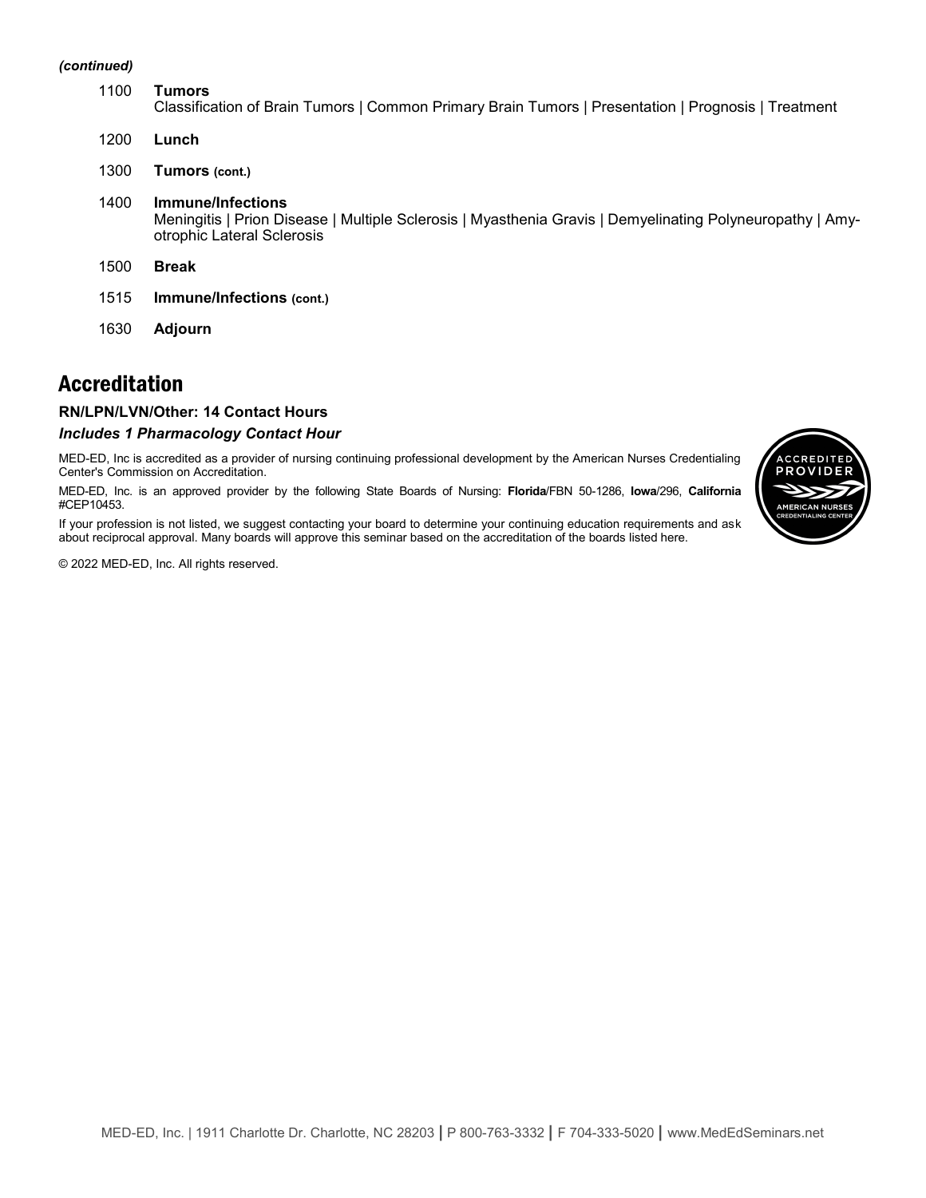*(continued)*

1100 **Tumors**
Classification of Brain Tumors | Common Primary Brain Tumors | Presentation | Prognosis | Treatment

1200 **Lunch**

1300 **Tumors (cont.)**

1400 **Immune/Infections**
Meningitis | Prion Disease | Multiple Sclerosis | Myasthenia Gravis | Demyelinating Polyneuropathy | Amyotrophic Lateral Sclerosis

1500 **Break**

1515 **Immune/Infections (cont.)**

1630 **Adjourn**

## Accreditation

**RN/LPN/LVN/Other: 14 Contact Hours**

***Includes 1 Pharmacology Contact Hour***

MED-ED, Inc is accredited as a provider of nursing continuing professional development by the American Nurses Credentialing Center's Commission on Accreditation.

MED-ED, Inc. is an approved provider by the following State Boards of Nursing: **Florida**/FBN 50-1286, **Iowa**/296, **California** #CEP10453.

If your profession is not listed, we suggest contacting your board to determine your continuing education requirements and ask about reciprocal approval. Many boards will approve this seminar based on the accreditation of the boards listed here.

© 2022 MED-ED, Inc. All rights reserved.

MED-ED, Inc. | 1911 Charlotte Dr. Charlotte, NC 28203 | P 800-763-3332 | F 704-333-5020 | www.MedEdSeminars.net